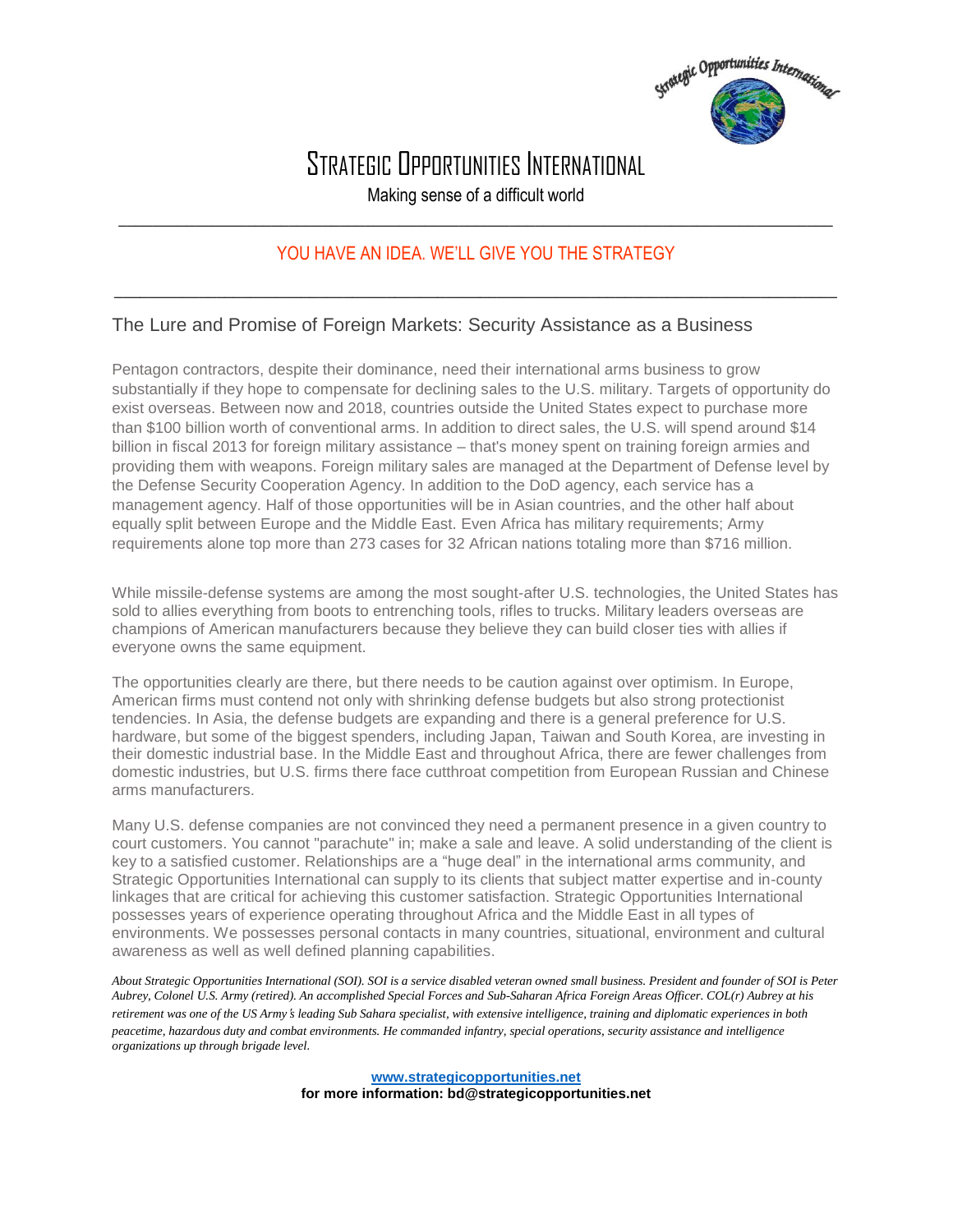# Strategic Opportunities International

Making sense of a difficult world

YOU HAVE AN IDEA. WE'LL GIVE YOU THE STRATEGY

## The Lure and Promise of Foreign Markets: Security Assistance as a Business

Pentagon contractors, despite their dominance, need their international arms business to grow substantially if they hope to compensate for declining sales to the U.S. military. Targets of opportunity do exist overseas. Between now and 2018, countries outside the United States expect to purchase more than $100 billion worth of conventional arms. In addition to direct sales, the U.S. will spend around $14 billion in fiscal 2013 for foreign military assistance – that's money spent on training foreign armies and providing them with weapons. Foreign military sales are managed at the Department of Defense level by the Defense Security Cooperation Agency. In addition to the DoD agency, each service has a management agency. Half of those opportunities will be in Asian countries, and the other half about equally split between Europe and the Middle East. Even Africa has military requirements; Army requirements alone top more than 273 cases for 32 African nations totaling more than $716 million.

While missile-defense systems are among the most sought-after U.S. technologies, the United States has sold to allies everything from boots to entrenching tools, rifles to trucks. Military leaders overseas are champions of American manufacturers because they believe they can build closer ties with allies if everyone owns the same equipment.

The opportunities clearly are there, but there needs to be caution against over optimism. In Europe, American firms must contend not only with shrinking defense budgets but also strong protectionist tendencies. In Asia, the defense budgets are expanding and there is a general preference for U.S. hardware, but some of the biggest spenders, including Japan, Taiwan and South Korea, are investing in their domestic industrial base. In the Middle East and throughout Africa, there are fewer challenges from domestic industries, but U.S. firms there face cutthroat competition from European Russian and Chinese arms manufacturers.

Many U.S. defense companies are not convinced they need a permanent presence in a given country to court customers. You cannot "parachute" in; make a sale and leave. A solid understanding of the client is key to a satisfied customer. Relationships are a "huge deal" in the international arms community, and Strategic Opportunities International can supply to its clients that subject matter expertise and in-county linkages that are critical for achieving this customer satisfaction. Strategic Opportunities International possesses years of experience operating throughout Africa and the Middle East in all types of environments. We possesses personal contacts in many countries, situational, environment and cultural awareness as well as well defined planning capabilities.

*About Strategic Opportunities International (SOI). SOI is a service disabled veteran owned small business. President and founder of SOI is Peter Aubrey, Colonel U.S. Army (retired). An accomplished Special Forces and Sub-Saharan Africa Foreign Areas Officer. COL(r) Aubrey at his retirement was one of the US Army's leading Sub Sahara specialist, with extensive intelligence, training and diplomatic experiences in both peacetime, hazardous duty and combat environments. He commanded infantry, special operations, security assistance and intelligence organizations up through brigade level.*

**www.strategicopportunities.net**

**for more information: bd@strategicopportunities.net**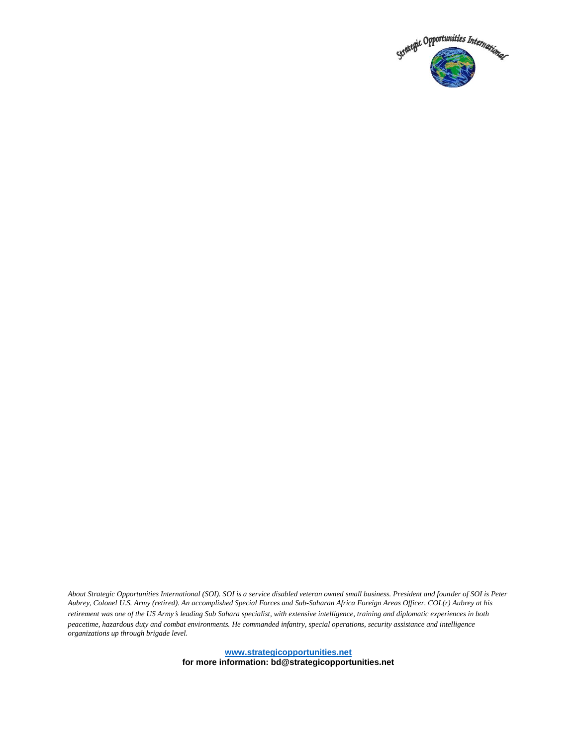*About Strategic Opportunities International (SOI). SOI is a service disabled veteran owned small business. President and founder of SOI is Peter Aubrey, Colonel U.S. Army (retired). An accomplished Special Forces and Sub-Saharan Africa Foreign Areas Officer. COL(r) Aubrey at his retirement was one of the US Army's leading Sub Sahara specialist, with extensive intelligence, training and diplomatic experiences in both peacetime, hazardous duty and combat environments. He commanded infantry, special operations, security assistance and intelligence organizations up through brigade level.*

**www.strategicopportunities.net**

**for more information: bd@strategicopportunities.net**